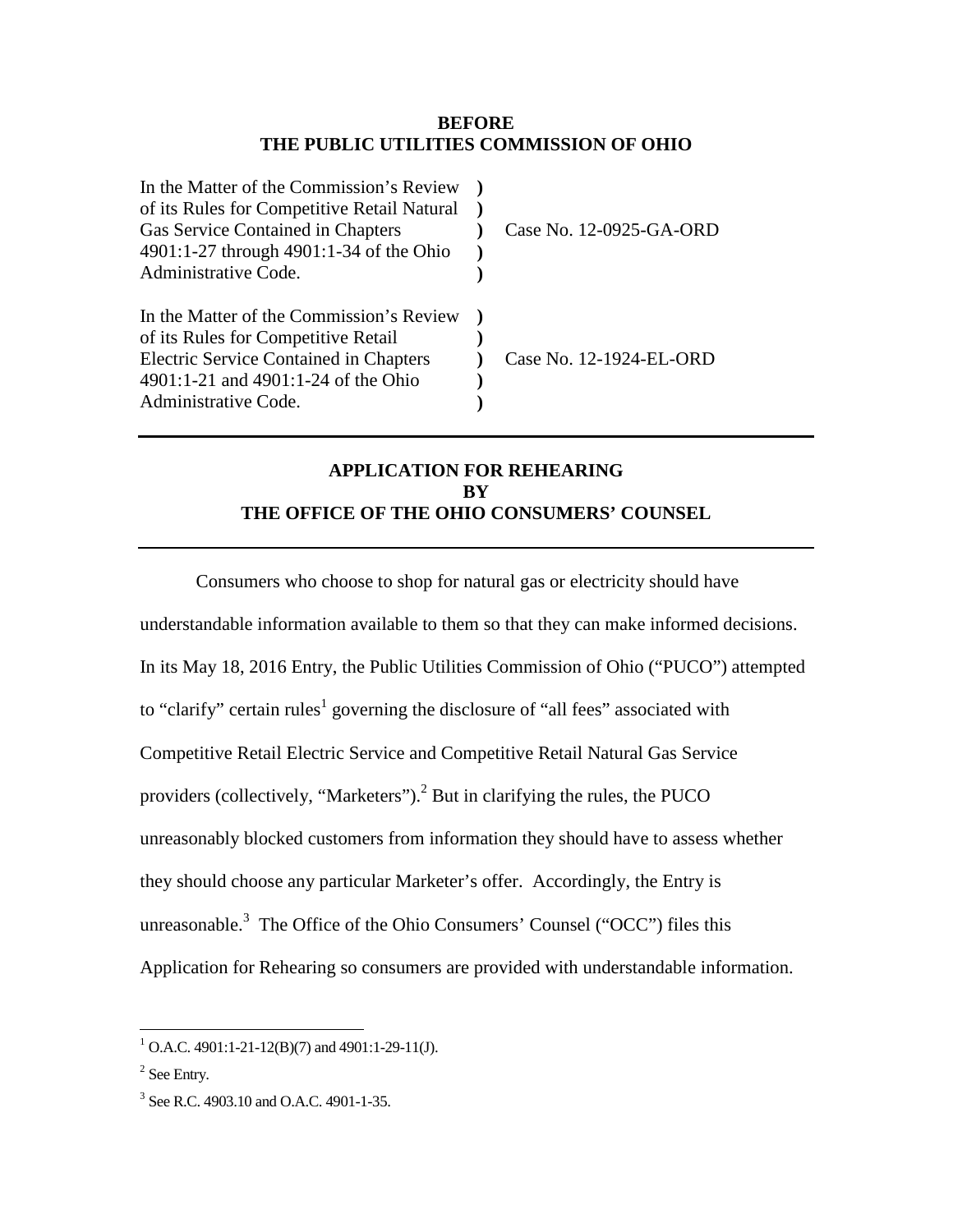**BEFORE**
**THE PUBLIC UTILITIES COMMISSION OF OHIO**

| | | |
|---|---|---|
| In the Matter of the Commission's Review of its Rules for Competitive Retail Natural Gas Service Contained in Chapters 4901:1-27 through 4901:1-34 of the Ohio Administrative Code. | ) | Case No. 12-0925-GA-ORD |
| In the Matter of the Commission's Review of its Rules for Competitive Retail Electric Service Contained in Chapters 4901:1-21 and 4901:1-24 of the Ohio Administrative Code. | ) | Case No. 12-1924-EL-ORD |

---

# APPLICATION FOR REHEARING BY THE OFFICE OF THE OHIO CONSUMERS' COUNSEL

---

Consumers who choose to shop for natural gas or electricity should have understandable information available to them so that they can make informed decisions. In its May 18, 2016 Entry, the Public Utilities Commission of Ohio ("PUCO") attempted to "clarify" certain rules[1] governing the disclosure of "all fees" associated with Competitive Retail Electric Service and Competitive Retail Natural Gas Service providers (collectively, "Marketers").[2] But in clarifying the rules, the PUCO unreasonably blocked customers from information they should have to assess whether they should choose any particular Marketer's offer. Accordingly, the Entry is unreasonable.[3] The Office of the Ohio Consumers' Counsel ("OCC") files this Application for Rehearing so consumers are provided with understandable information.

---

[1] O.A.C. 4901:1-21-12(B)(7) and 4901:1-29-11(J).

[2] See Entry.

[3] See R.C. 4903.10 and O.A.C. 4901-1-35.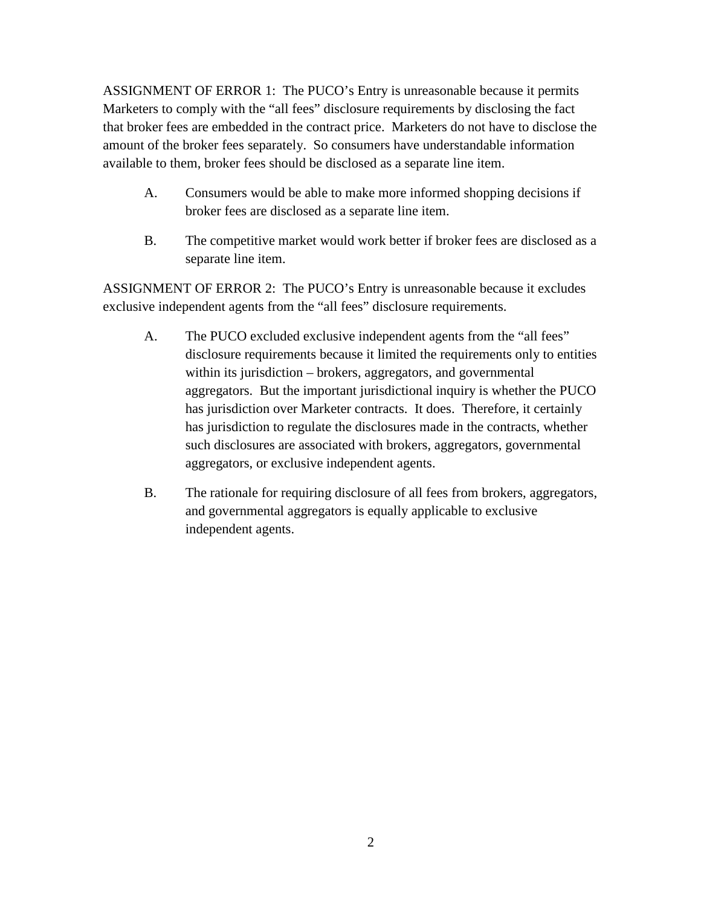ASSIGNMENT OF ERROR 1: The PUCO's Entry is unreasonable because it permits Marketers to comply with the "all fees" disclosure requirements by disclosing the fact that broker fees are embedded in the contract price. Marketers do not have to disclose the amount of the broker fees separately. So consumers have understandable information available to them, broker fees should be disclosed as a separate line item.

A. Consumers would be able to make more informed shopping decisions if broker fees are disclosed as a separate line item.

B. The competitive market would work better if broker fees are disclosed as a separate line item.

ASSIGNMENT OF ERROR 2: The PUCO's Entry is unreasonable because it excludes exclusive independent agents from the "all fees" disclosure requirements.

A. The PUCO excluded exclusive independent agents from the "all fees" disclosure requirements because it limited the requirements only to entities within its jurisdiction – brokers, aggregators, and governmental aggregators. But the important jurisdictional inquiry is whether the PUCO has jurisdiction over Marketer contracts. It does. Therefore, it certainly has jurisdiction to regulate the disclosures made in the contracts, whether such disclosures are associated with brokers, aggregators, governmental aggregators, or exclusive independent agents.

B. The rationale for requiring disclosure of all fees from brokers, aggregators, and governmental aggregators is equally applicable to exclusive independent agents.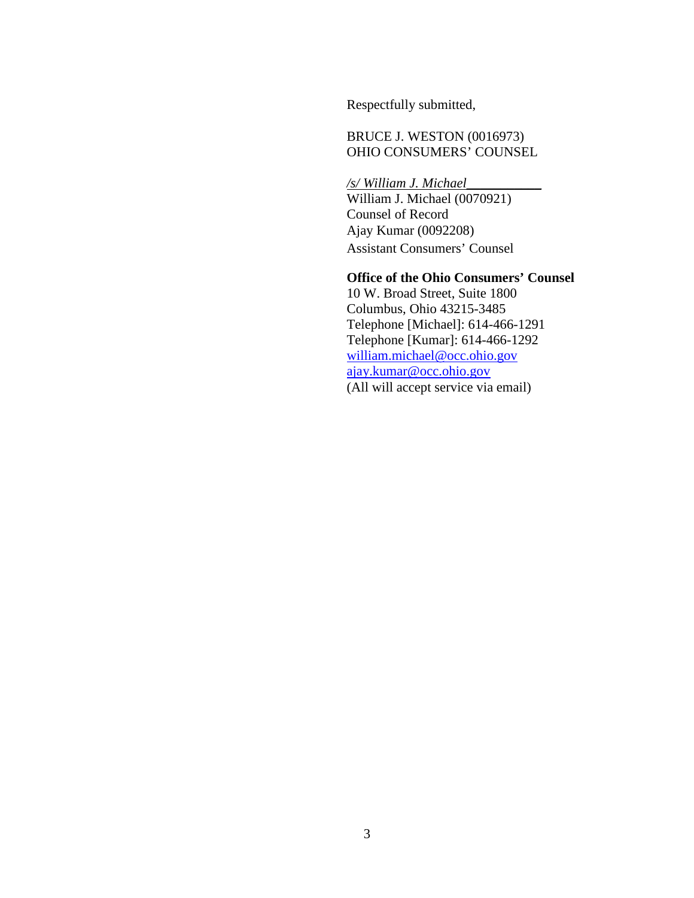Respectfully submitted,

BRUCE J. WESTON (0016973)
OHIO CONSUMERS' COUNSEL

*/s/ William J. Michael*___________
William J. Michael (0070921)
Counsel of Record
Ajay Kumar (0092208)
Assistant Consumers' Counsel

**Office of the Ohio Consumers' Counsel**
10 W. Broad Street, Suite 1800
Columbus, Ohio 43215-3485
Telephone [Michael]: 614-466-1291
Telephone [Kumar]: 614-466-1292
william.michael@occ.ohio.gov
ajay.kumar@occ.ohio.gov
(All will accept service via email)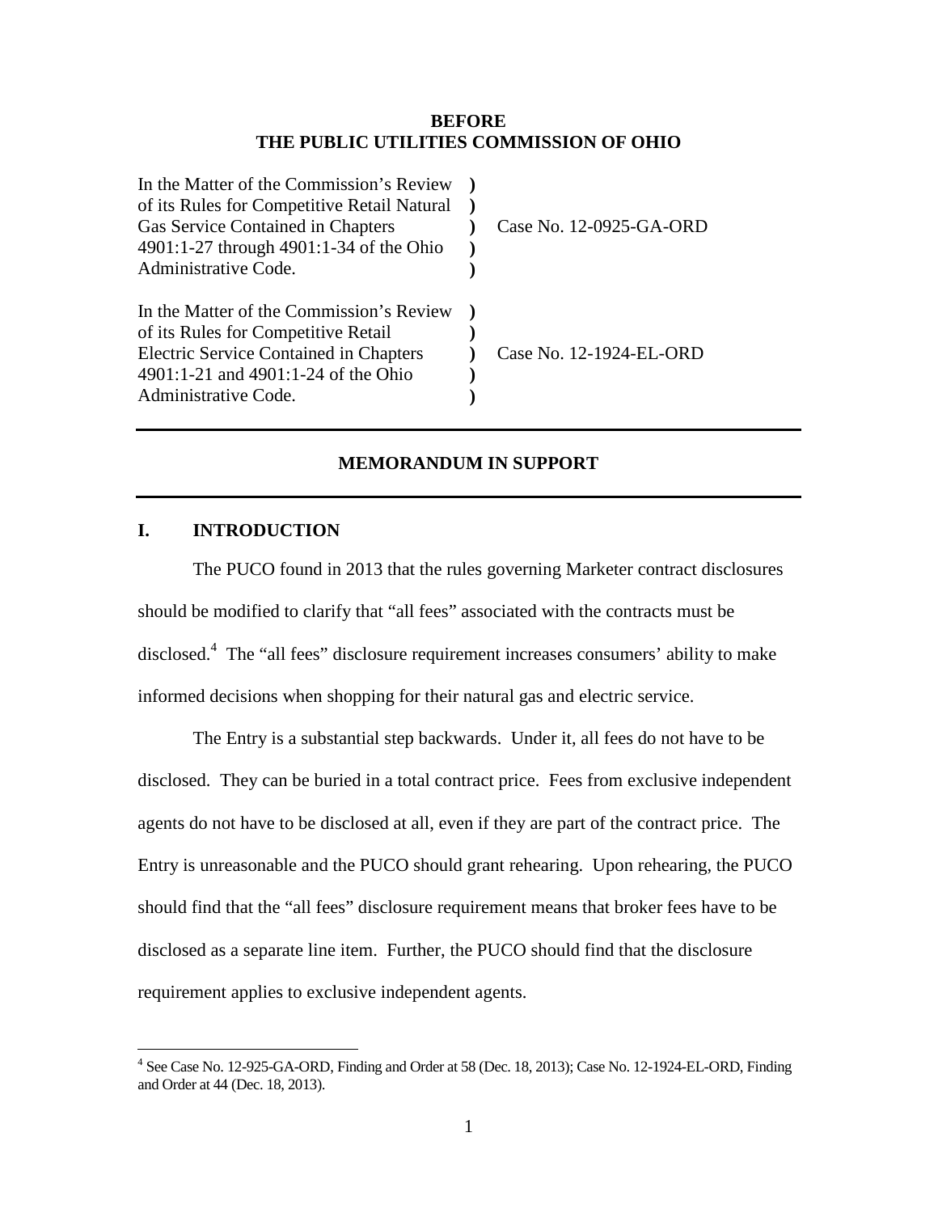**BEFORE**
**THE PUBLIC UTILITIES COMMISSION OF OHIO**

| | | |
|---|---|---|
| In the Matter of the Commission's Review of its Rules for Competitive Retail Natural Gas Service Contained in Chapters 4901:1-27 through 4901:1-34 of the Ohio Administrative Code. | ) | Case No. 12-0925-GA-ORD |
| In the Matter of the Commission's Review of its Rules for Competitive Retail Electric Service Contained in Chapters 4901:1-21 and 4901:1-24 of the Ohio Administrative Code. | ) | Case No. 12-1924-EL-ORD |

---

## MEMORANDUM IN SUPPORT

---

### I. INTRODUCTION

The PUCO found in 2013 that the rules governing Marketer contract disclosures should be modified to clarify that "all fees" associated with the contracts must be disclosed.[4] The "all fees" disclosure requirement increases consumers' ability to make informed decisions when shopping for their natural gas and electric service.

The Entry is a substantial step backwards. Under it, all fees do not have to be disclosed. They can be buried in a total contract price. Fees from exclusive independent agents do not have to be disclosed at all, even if they are part of the contract price. The Entry is unreasonable and the PUCO should grant rehearing. Upon rehearing, the PUCO should find that the "all fees" disclosure requirement means that broker fees have to be disclosed as a separate line item. Further, the PUCO should find that the disclosure requirement applies to exclusive independent agents.

---

[4] See Case No. 12-925-GA-ORD, Finding and Order at 58 (Dec. 18, 2013); Case No. 12-1924-EL-ORD, Finding and Order at 44 (Dec. 18, 2013).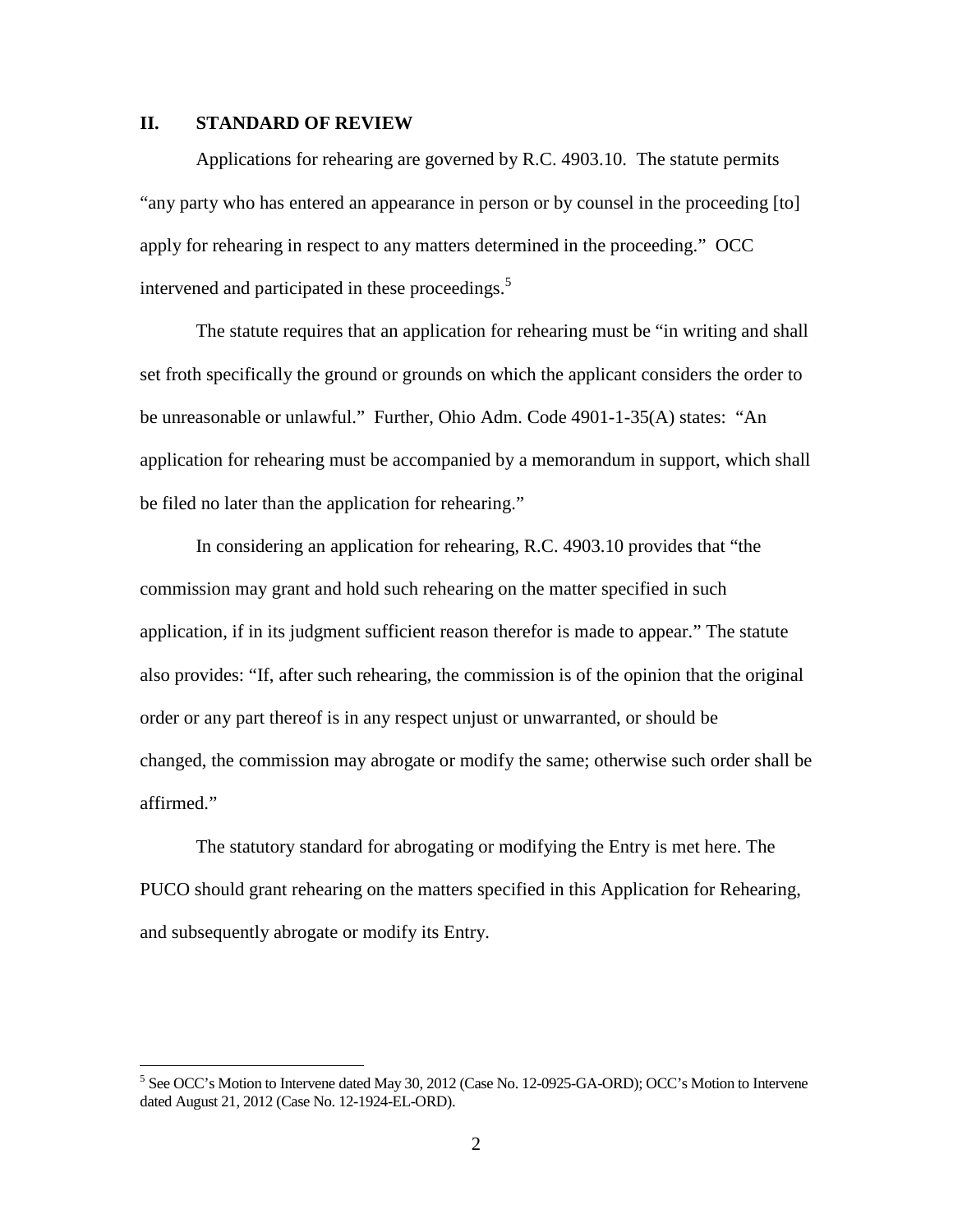## II. STANDARD OF REVIEW

Applications for rehearing are governed by R.C. 4903.10. The statute permits "any party who has entered an appearance in person or by counsel in the proceeding [to] apply for rehearing in respect to any matters determined in the proceeding." OCC intervened and participated in these proceedings.[5]

The statute requires that an application for rehearing must be "in writing and shall set froth specifically the ground or grounds on which the applicant considers the order to be unreasonable or unlawful." Further, Ohio Adm. Code 4901-1-35(A) states: "An application for rehearing must be accompanied by a memorandum in support, which shall be filed no later than the application for rehearing."

In considering an application for rehearing, R.C. 4903.10 provides that "the commission may grant and hold such rehearing on the matter specified in such application, if in its judgment sufficient reason therefor is made to appear." The statute also provides: "If, after such rehearing, the commission is of the opinion that the original order or any part thereof is in any respect unjust or unwarranted, or should be changed, the commission may abrogate or modify the same; otherwise such order shall be affirmed."

The statutory standard for abrogating or modifying the Entry is met here. The PUCO should grant rehearing on the matters specified in this Application for Rehearing, and subsequently abrogate or modify its Entry.

---

[5] See OCC's Motion to Intervene dated May 30, 2012 (Case No. 12-0925-GA-ORD); OCC's Motion to Intervene dated August 21, 2012 (Case No. 12-1924-EL-ORD).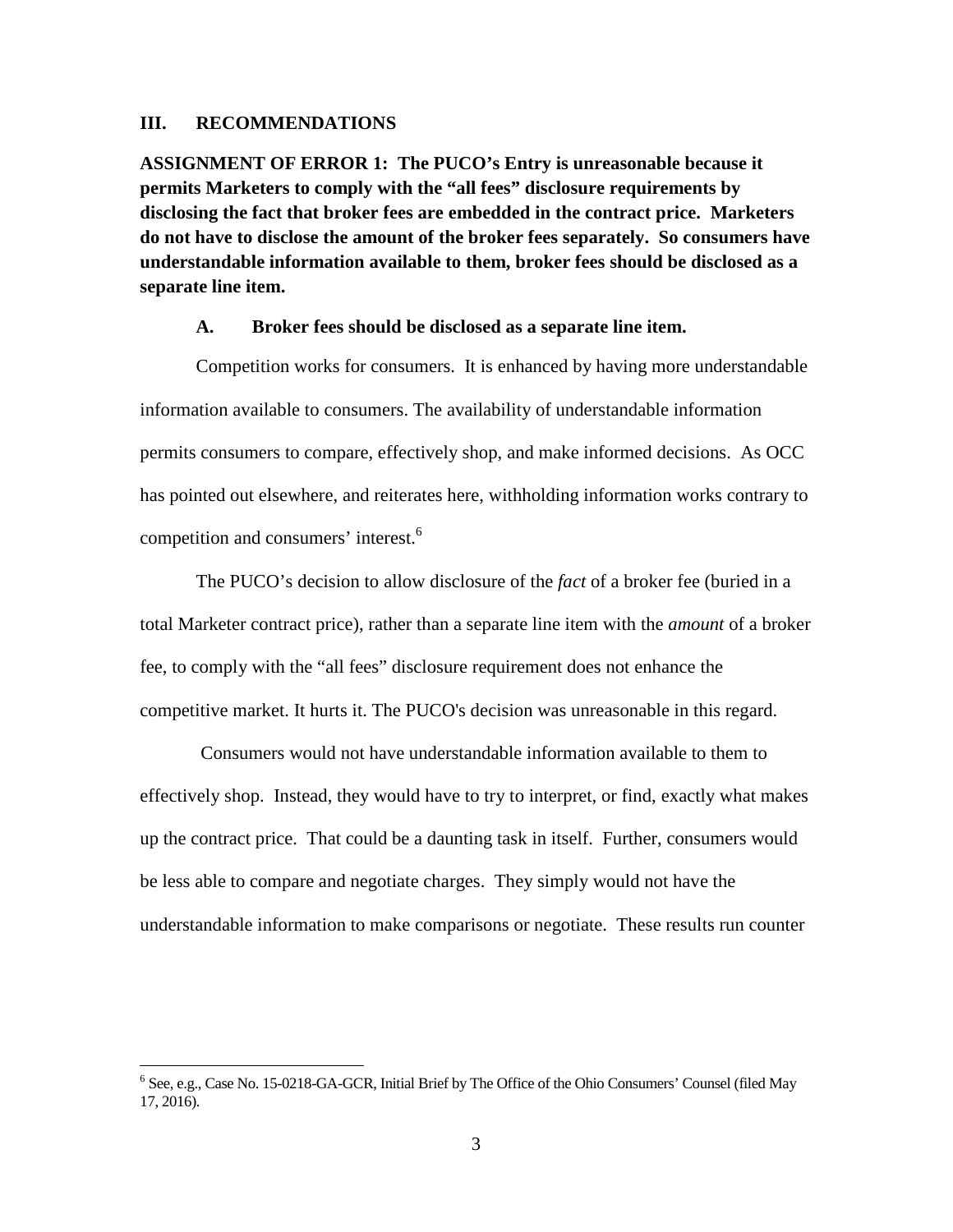## III. RECOMMENDATIONS

**ASSIGNMENT OF ERROR 1: The PUCO's Entry is unreasonable because it permits Marketers to comply with the "all fees" disclosure requirements by disclosing the fact that broker fees are embedded in the contract price. Marketers do not have to disclose the amount of the broker fees separately. So consumers have understandable information available to them, broker fees should be disclosed as a separate line item.**

### A. Broker fees should be disclosed as a separate line item.

Competition works for consumers. It is enhanced by having more understandable information available to consumers. The availability of understandable information permits consumers to compare, effectively shop, and make informed decisions. As OCC has pointed out elsewhere, and reiterates here, withholding information works contrary to competition and consumers' interest.[6]

The PUCO's decision to allow disclosure of the *fact* of a broker fee (buried in a total Marketer contract price), rather than a separate line item with the *amount* of a broker fee, to comply with the "all fees" disclosure requirement does not enhance the competitive market. It hurts it. The PUCO's decision was unreasonable in this regard.

Consumers would not have understandable information available to them to effectively shop. Instead, they would have to try to interpret, or find, exactly what makes up the contract price. That could be a daunting task in itself. Further, consumers would be less able to compare and negotiate charges. They simply would not have the understandable information to make comparisons or negotiate. These results run counter

[6] See, e.g., Case No. 15-0218-GA-GCR, Initial Brief by The Office of the Ohio Consumers' Counsel (filed May 17, 2016).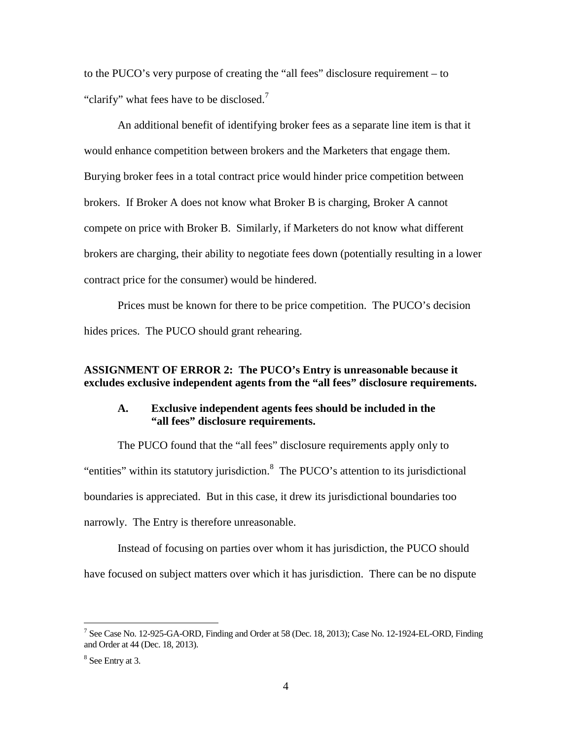to the PUCO's very purpose of creating the "all fees" disclosure requirement – to "clarify" what fees have to be disclosed.[7]

An additional benefit of identifying broker fees as a separate line item is that it would enhance competition between brokers and the Marketers that engage them. Burying broker fees in a total contract price would hinder price competition between brokers. If Broker A does not know what Broker B is charging, Broker A cannot compete on price with Broker B. Similarly, if Marketers do not know what different brokers are charging, their ability to negotiate fees down (potentially resulting in a lower contract price for the consumer) would be hindered.

Prices must be known for there to be price competition. The PUCO's decision hides prices. The PUCO should grant rehearing.

**ASSIGNMENT OF ERROR 2: The PUCO's Entry is unreasonable because it excludes exclusive independent agents from the "all fees" disclosure requirements.**

**A. Exclusive independent agents fees should be included in the "all fees" disclosure requirements.**

The PUCO found that the "all fees" disclosure requirements apply only to "entities" within its statutory jurisdiction.[8] The PUCO's attention to its jurisdictional boundaries is appreciated. But in this case, it drew its jurisdictional boundaries too narrowly. The Entry is therefore unreasonable.

Instead of focusing on parties over whom it has jurisdiction, the PUCO should have focused on subject matters over which it has jurisdiction. There can be no dispute

---

[7] See Case No. 12-925-GA-ORD, Finding and Order at 58 (Dec. 18, 2013); Case No. 12-1924-EL-ORD, Finding and Order at 44 (Dec. 18, 2013).

[8] See Entry at 3.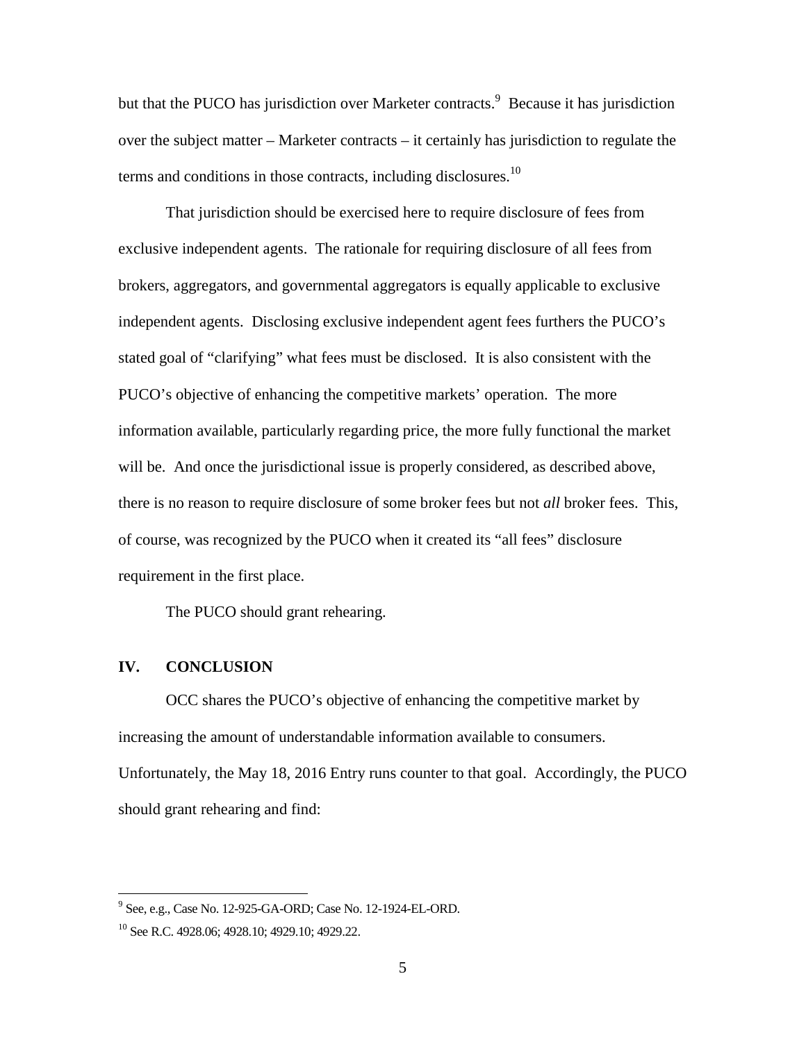but that the PUCO has jurisdiction over Marketer contracts.[9] Because it has jurisdiction over the subject matter – Marketer contracts – it certainly has jurisdiction to regulate the terms and conditions in those contracts, including disclosures.[10]

That jurisdiction should be exercised here to require disclosure of fees from exclusive independent agents. The rationale for requiring disclosure of all fees from brokers, aggregators, and governmental aggregators is equally applicable to exclusive independent agents. Disclosing exclusive independent agent fees furthers the PUCO's stated goal of "clarifying" what fees must be disclosed. It is also consistent with the PUCO's objective of enhancing the competitive markets' operation. The more information available, particularly regarding price, the more fully functional the market will be. And once the jurisdictional issue is properly considered, as described above, there is no reason to require disclosure of some broker fees but not *all* broker fees. This, of course, was recognized by the PUCO when it created its "all fees" disclosure requirement in the first place.

The PUCO should grant rehearing.

## IV. CONCLUSION

OCC shares the PUCO's objective of enhancing the competitive market by increasing the amount of understandable information available to consumers. Unfortunately, the May 18, 2016 Entry runs counter to that goal. Accordingly, the PUCO should grant rehearing and find:

---

[9] See, e.g., Case No. 12-925-GA-ORD; Case No. 12-1924-EL-ORD.

[10] See R.C. 4928.06; 4928.10; 4929.10; 4929.22.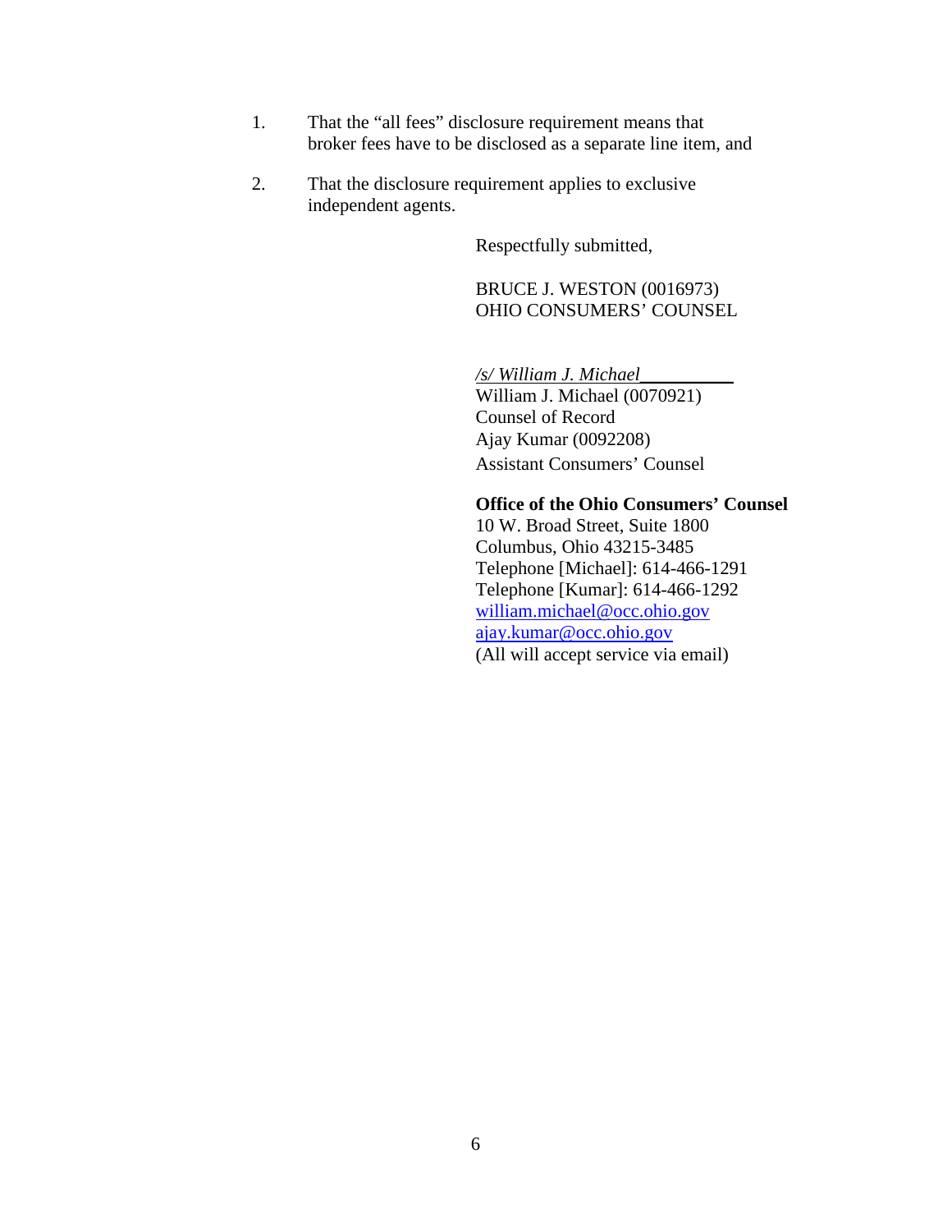1. That the "all fees" disclosure requirement means that broker fees have to be disclosed as a separate line item, and

2. That the disclosure requirement applies to exclusive independent agents.

Respectfully submitted,

BRUCE J. WESTON (0016973)
OHIO CONSUMERS' COUNSEL

*/s/ William J. Michael*
William J. Michael (0070921)
Counsel of Record
Ajay Kumar (0092208)
Assistant Consumers' Counsel

**Office of the Ohio Consumers' Counsel**
10 W. Broad Street, Suite 1800
Columbus, Ohio 43215-3485
Telephone [Michael]: 614-466-1291
Telephone [Kumar]: 614-466-1292
william.michael@occ.ohio.gov
ajay.kumar@occ.ohio.gov
(All will accept service via email)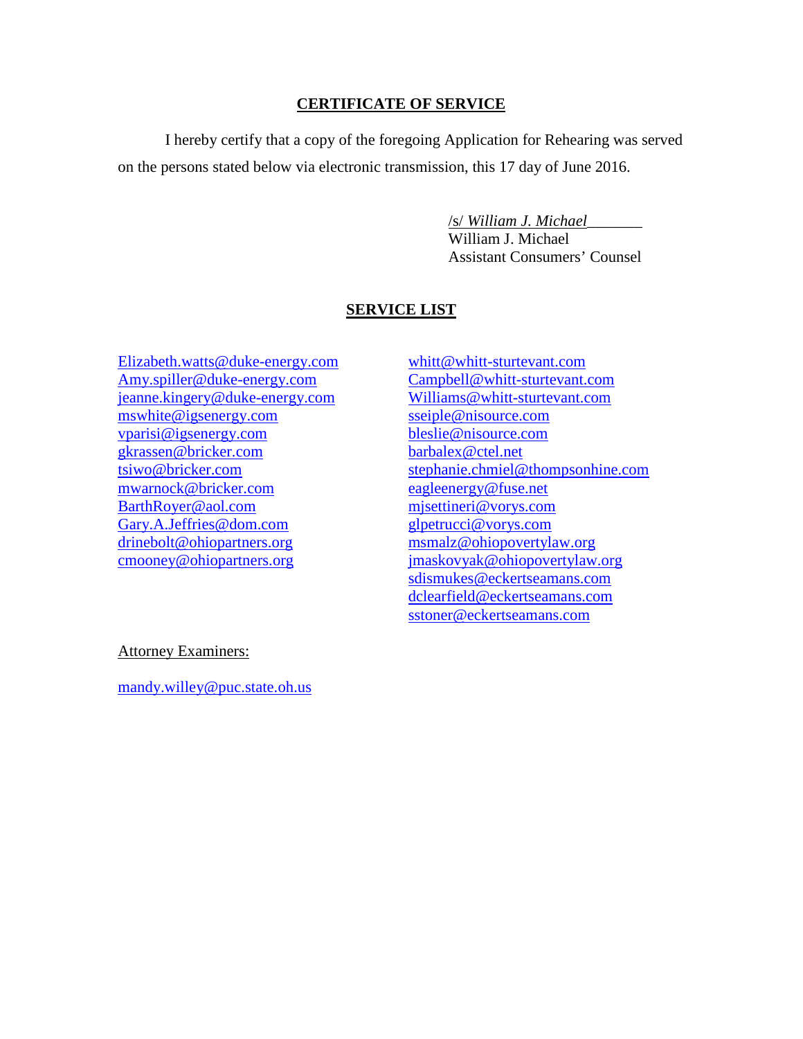## CERTIFICATE OF SERVICE

I hereby certify that a copy of the foregoing Application for Rehearing was served on the persons stated below via electronic transmission, this 17 day of June 2016.

/s/ *William J. Michael*\_\_\_\_\_\_\_
William J. Michael
Assistant Consumers' Counsel

## SERVICE LIST

Elizabeth.watts@duke-energy.com
Amy.spiller@duke-energy.com
jeanne.kingery@duke-energy.com
mswhite@igsenergy.com
vparisi@igsenergy.com
gkrassen@bricker.com
tsiwo@bricker.com
mwarnock@bricker.com
BarthRoyer@aol.com
Gary.A.Jeffries@dom.com
drinebolt@ohiopartners.org
cmooney@ohiopartners.org

whitt@whitt-sturtevant.com
Campbell@whitt-sturtevant.com
Williams@whitt-sturtevant.com
sseiple@nisource.com
bleslie@nisource.com
barbalex@ctel.net
stephanie.chmiel@thompsonhine.com
eagleenergy@fuse.net
mjsettineri@vorys.com
glpetrucci@vorys.com
msmalz@ohiopovertylaw.org
jmaskovyak@ohiopovertylaw.org
sdismukes@eckertseamans.com
dclearfield@eckertseamans.com
sstoner@eckertseamans.com

Attorney Examiners:

mandy.willey@puc.state.oh.us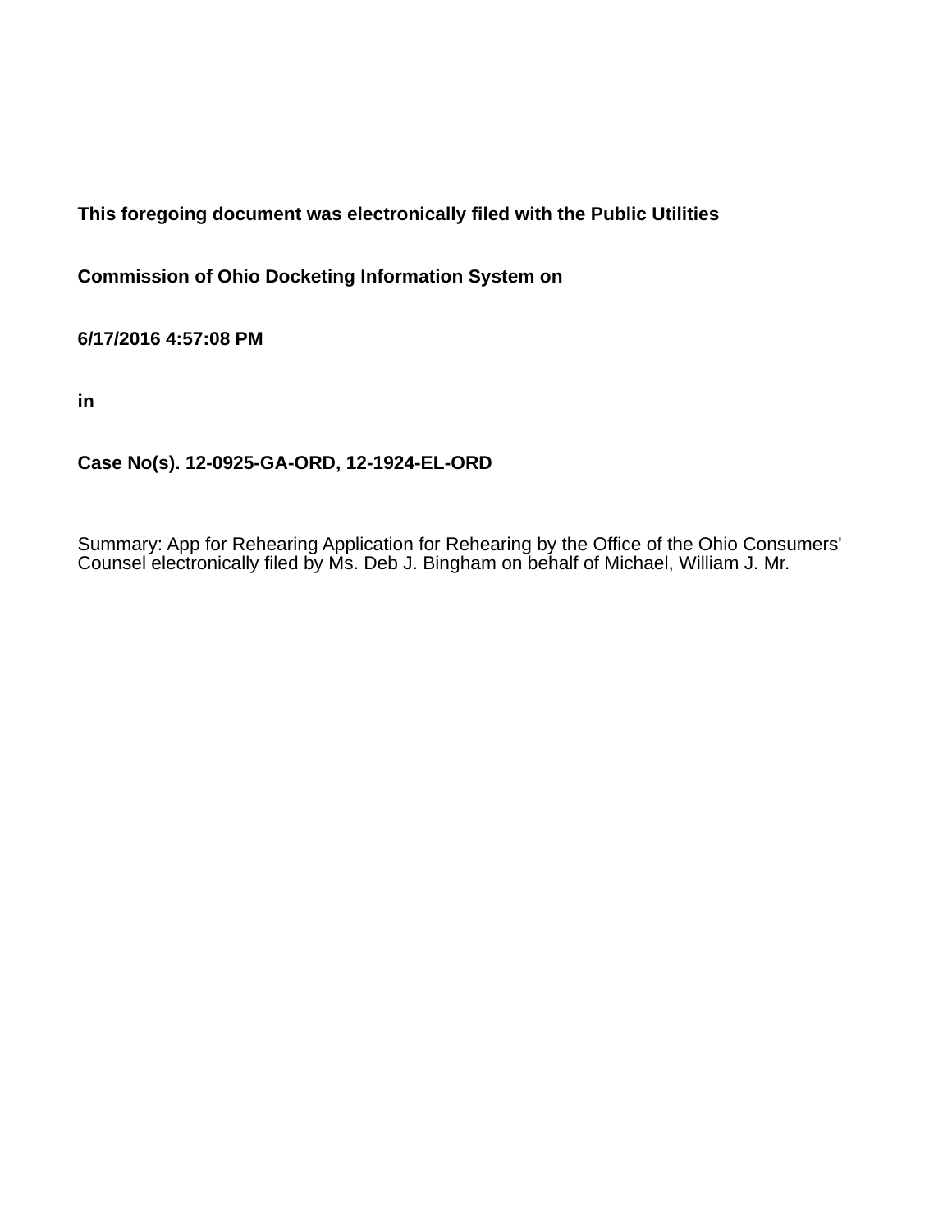**This foregoing document was electronically filed with the Public Utilities**

**Commission of Ohio Docketing Information System on**

**6/17/2016 4:57:08 PM**

**in**

**Case No(s). 12-0925-GA-ORD, 12-1924-EL-ORD**

Summary: App for Rehearing Application for Rehearing by the Office of the Ohio Consumers' Counsel electronically filed by Ms. Deb J. Bingham on behalf of Michael, William J. Mr.